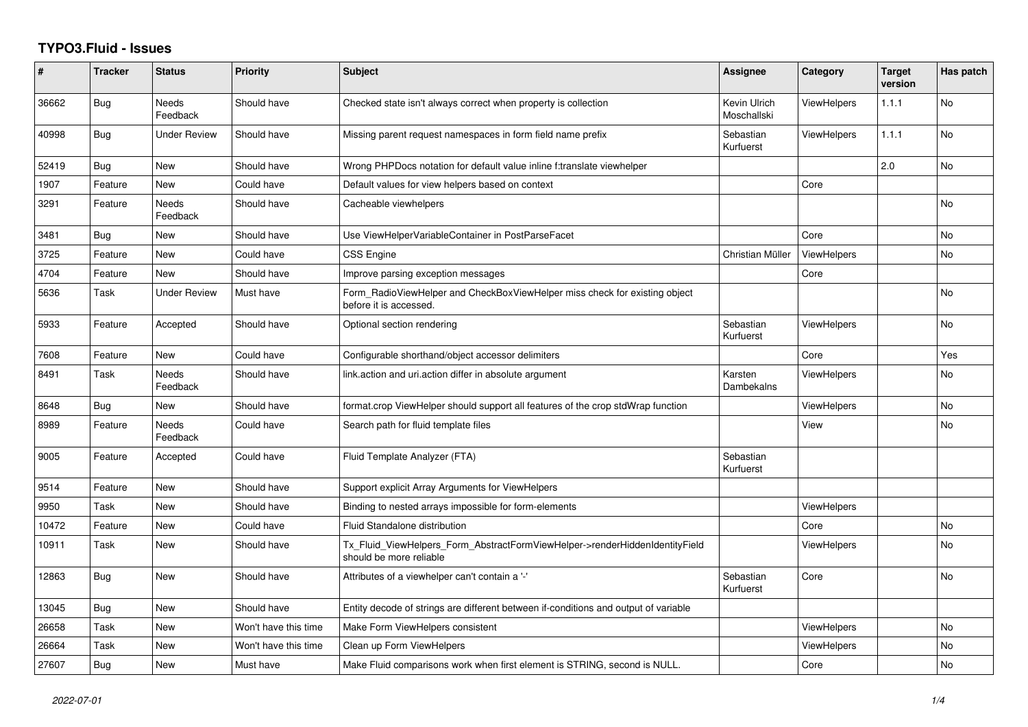# TYPO3.Fluid - Issues

| # | Tracker | Status | Priority | Subject | Assignee | Category | Target version | Has patch |
|---|---|---|---|---|---|---|---|---|
| 36662 | Bug | Needs Feedback | Should have | Checked state isn't always correct when property is collection | Kevin Ulrich Moschallski | ViewHelpers | 1.1.1 | No |
| 40998 | Bug | Under Review | Should have | Missing parent request namespaces in form field name prefix | Sebastian Kurfuerst | ViewHelpers | 1.1.1 | No |
| 52419 | Bug | New | Should have | Wrong PHPDocs notation for default value inline f:translate viewhelper | | | 2.0 | No |
| 1907 | Feature | New | Could have | Default values for view helpers based on context | | Core | | |
| 3291 | Feature | Needs Feedback | Should have | Cacheable viewhelpers | | | | No |
| 3481 | Bug | New | Should have | Use ViewHelperVariableContainer in PostParseFacet | | Core | | No |
| 3725 | Feature | New | Could have | CSS Engine | Christian Müller | ViewHelpers | | No |
| 4704 | Feature | New | Should have | Improve parsing exception messages | | Core | | |
| 5636 | Task | Under Review | Must have | Form_RadioViewHelper and CheckBoxViewHelper miss check for existing object before it is accessed. | | | | No |
| 5933 | Feature | Accepted | Should have | Optional section rendering | Sebastian Kurfuerst | ViewHelpers | | No |
| 7608 | Feature | New | Could have | Configurable shorthand/object accessor delimiters | | Core | | Yes |
| 8491 | Task | Needs Feedback | Should have | link.action and uri.action differ in absolute argument | Karsten Dambekalns | ViewHelpers | | No |
| 8648 | Bug | New | Should have | format.crop ViewHelper should support all features of the crop stdWrap function | | ViewHelpers | | No |
| 8989 | Feature | Needs Feedback | Could have | Search path for fluid template files | | View | | No |
| 9005 | Feature | Accepted | Could have | Fluid Template Analyzer (FTA) | Sebastian Kurfuerst | | | |
| 9514 | Feature | New | Should have | Support explicit Array Arguments for ViewHelpers | | | | |
| 9950 | Task | New | Should have | Binding to nested arrays impossible for form-elements | | ViewHelpers | | |
| 10472 | Feature | New | Could have | Fluid Standalone distribution | | Core | | No |
| 10911 | Task | New | Should have | Tx_Fluid_ViewHelpers_Form_AbstractFormViewHelper->renderHiddenIdentityField should be more reliable | | ViewHelpers | | No |
| 12863 | Bug | New | Should have | Attributes of a viewhelper can't contain a '-' | Sebastian Kurfuerst | Core | | No |
| 13045 | Bug | New | Should have | Entity decode of strings are different between if-conditions and output of variable | | | | |
| 26658 | Task | New | Won't have this time | Make Form ViewHelpers consistent | | ViewHelpers | | No |
| 26664 | Task | New | Won't have this time | Clean up Form ViewHelpers | | ViewHelpers | | No |
| 27607 | Bug | New | Must have | Make Fluid comparisons work when first element is STRING, second is NULL. | | Core | | No |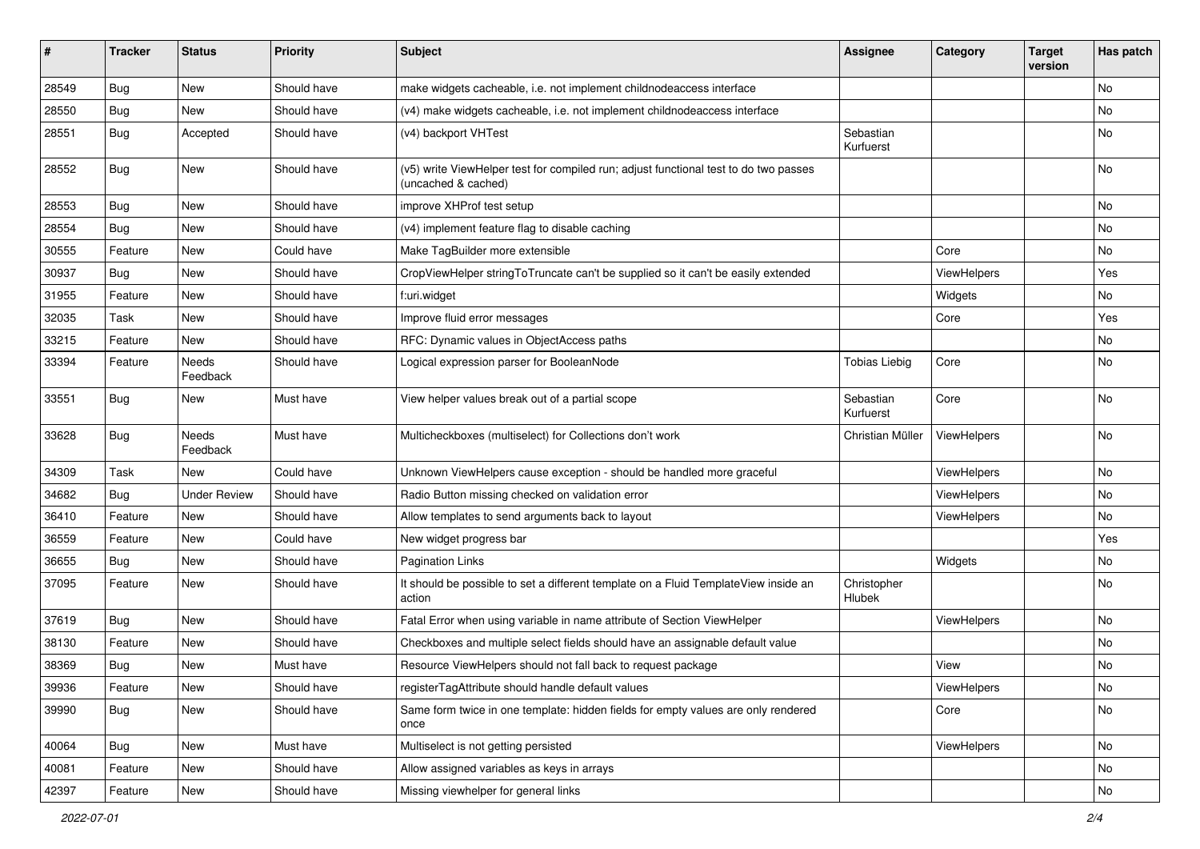| # | Tracker | Status | Priority | Subject | Assignee | Category | Target version | Has patch |
| --- | --- | --- | --- | --- | --- | --- | --- | --- |
| 28549 | Bug | New | Should have | make widgets cacheable, i.e. not implement childnodeaccess interface | | | | No |
| 28550 | Bug | New | Should have | (v4) make widgets cacheable, i.e. not implement childnodeaccess interface | | | | No |
| 28551 | Bug | Accepted | Should have | (v4) backport VHTest | Sebastian Kurfuerst | | | No |
| 28552 | Bug | New | Should have | (v5) write ViewHelper test for compiled run; adjust functional test to do two passes (uncached & cached) | | | | No |
| 28553 | Bug | New | Should have | improve XHProf test setup | | | | No |
| 28554 | Bug | New | Should have | (v4) implement feature flag to disable caching | | | | No |
| 30555 | Feature | New | Could have | Make TagBuilder more extensible | | Core | | No |
| 30937 | Bug | New | Should have | CropViewHelper stringToTruncate can't be supplied so it can't be easily extended | | ViewHelpers | | Yes |
| 31955 | Feature | New | Should have | f:uri.widget | | Widgets | | No |
| 32035 | Task | New | Should have | Improve fluid error messages | | Core | | Yes |
| 33215 | Feature | New | Should have | RFC: Dynamic values in ObjectAccess paths | | | | No |
| 33394 | Feature | Needs Feedback | Should have | Logical expression parser for BooleanNode | Tobias Liebig | Core | | No |
| 33551 | Bug | New | Must have | View helper values break out of a partial scope | Sebastian Kurfuerst | Core | | No |
| 33628 | Bug | Needs Feedback | Must have | Multicheckboxes (multiselect) for Collections don't work | Christian Müller | ViewHelpers | | No |
| 34309 | Task | New | Could have | Unknown ViewHelpers cause exception - should be handled more graceful | | ViewHelpers | | No |
| 34682 | Bug | Under Review | Should have | Radio Button missing checked on validation error | | ViewHelpers | | No |
| 36410 | Feature | New | Should have | Allow templates to send arguments back to layout | | ViewHelpers | | No |
| 36559 | Feature | New | Could have | New widget progress bar | | | | Yes |
| 36655 | Bug | New | Should have | Pagination Links | | Widgets | | No |
| 37095 | Feature | New | Should have | It should be possible to set a different template on a Fluid TemplateView inside an action | Christopher Hlubek | | | No |
| 37619 | Bug | New | Should have | Fatal Error when using variable in name attribute of Section ViewHelper | | ViewHelpers | | No |
| 38130 | Feature | New | Should have | Checkboxes and multiple select fields should have an assignable default value | | | | No |
| 38369 | Bug | New | Must have | Resource ViewHelpers should not fall back to request package | | View | | No |
| 39936 | Feature | New | Should have | registerTagAttribute should handle default values | | ViewHelpers | | No |
| 39990 | Bug | New | Should have | Same form twice in one template: hidden fields for empty values are only rendered once | | Core | | No |
| 40064 | Bug | New | Must have | Multiselect is not getting persisted | | ViewHelpers | | No |
| 40081 | Feature | New | Should have | Allow assigned variables as keys in arrays | | | | No |
| 42397 | Feature | New | Should have | Missing viewhelper for general links | | | | No |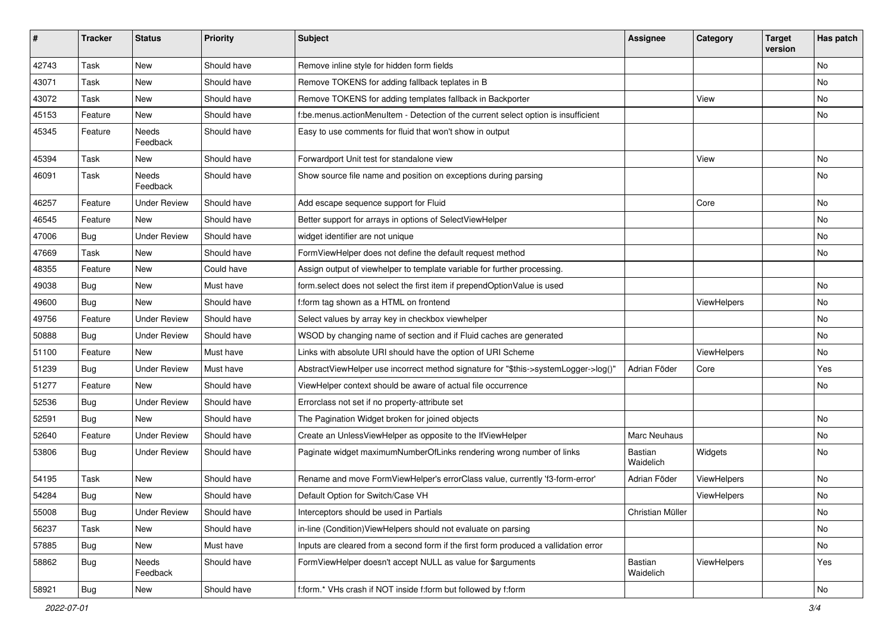| # | Tracker | Status | Priority | Subject | Assignee | Category | Target version | Has patch |
|---|---|---|---|---|---|---|---|---|
| 42743 | Task | New | Should have | Remove inline style for hidden form fields | | | | No |
| 43071 | Task | New | Should have | Remove TOKENS for adding fallback teplates in B | | | | No |
| 43072 | Task | New | Should have | Remove TOKENS for adding templates fallback in Backporter | | View | | No |
| 45153 | Feature | New | Should have | f:be.menus.actionMenuItem - Detection of the current select option is insufficient | | | | No |
| 45345 | Feature | Needs Feedback | Should have | Easy to use comments for fluid that won't show in output | | | | |
| 45394 | Task | New | Should have | Forwardport Unit test for standalone view | | View | | No |
| 46091 | Task | Needs Feedback | Should have | Show source file name and position on exceptions during parsing | | | | No |
| 46257 | Feature | Under Review | Should have | Add escape sequence support for Fluid | | Core | | No |
| 46545 | Feature | New | Should have | Better support for arrays in options of SelectViewHelper | | | | No |
| 47006 | Bug | Under Review | Should have | widget identifier are not unique | | | | No |
| 47669 | Task | New | Should have | FormViewHelper does not define the default request method | | | | No |
| 48355 | Feature | New | Could have | Assign output of viewhelper to template variable for further processing. | | | | |
| 49038 | Bug | New | Must have | form.select does not select the first item if prependOptionValue is used | | | | No |
| 49600 | Bug | New | Should have | f:form tag shown as a HTML on frontend | | ViewHelpers | | No |
| 49756 | Feature | Under Review | Should have | Select values by array key in checkbox viewhelper | | | | No |
| 50888 | Bug | Under Review | Should have | WSOD by changing name of section and if Fluid caches are generated | | | | No |
| 51100 | Feature | New | Must have | Links with absolute URI should have the option of URI Scheme | | ViewHelpers | | No |
| 51239 | Bug | Under Review | Must have | AbstractViewHelper use incorrect method signature for "$this->systemLogger->log()" | Adrian Föder | Core | | Yes |
| 51277 | Feature | New | Should have | ViewHelper context should be aware of actual file occurrence | | | | No |
| 52536 | Bug | Under Review | Should have | Errorclass not set if no property-attribute set | | | | |
| 52591 | Bug | New | Should have | The Pagination Widget broken for joined objects | | | | No |
| 52640 | Feature | Under Review | Should have | Create an UnlessViewHelper as opposite to the IfViewHelper | Marc Neuhaus | | | No |
| 53806 | Bug | Under Review | Should have | Paginate widget maximumNumberOfLinks rendering wrong number of links | Bastian Waidelich | Widgets | | No |
| 54195 | Task | New | Should have | Rename and move FormViewHelper's errorClass value, currently 'f3-form-error' | Adrian Föder | ViewHelpers | | No |
| 54284 | Bug | New | Should have | Default Option for Switch/Case VH | | ViewHelpers | | No |
| 55008 | Bug | Under Review | Should have | Interceptors should be used in Partials | Christian Müller | | | No |
| 56237 | Task | New | Should have | in-line (Condition)ViewHelpers should not evaluate on parsing | | | | No |
| 57885 | Bug | New | Must have | Inputs are cleared from a second form if the first form produced a vallidation error | | | | No |
| 58862 | Bug | Needs Feedback | Should have | FormViewHelper doesn't accept NULL as value for $arguments | Bastian Waidelich | ViewHelpers | | Yes |
| 58921 | Bug | New | Should have | f:form.* VHs crash if NOT inside f:form but followed by f:form | | | | No |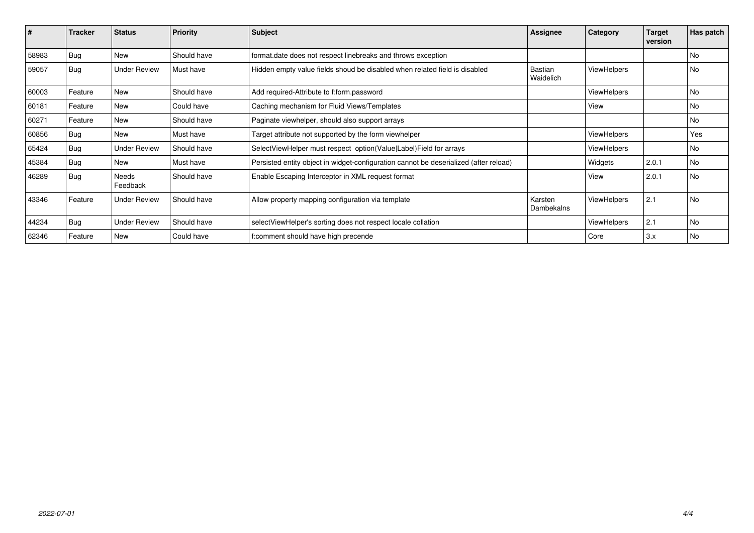| # | Tracker | Status | Priority | Subject | Assignee | Category | Target version | Has patch |
|---|---|---|---|---|---|---|---|---|
| 58983 | Bug | New | Should have | format.date does not respect linebreaks and throws exception | | | | No |
| 59057 | Bug | Under Review | Must have | Hidden empty value fields shoud be disabled when related field is disabled | Bastian Waidelich | ViewHelpers | | No |
| 60003 | Feature | New | Should have | Add required-Attribute to f:form.password | | ViewHelpers | | No |
| 60181 | Feature | New | Could have | Caching mechanism for Fluid Views/Templates | | View | | No |
| 60271 | Feature | New | Should have | Paginate viewhelper, should also support arrays | | | | No |
| 60856 | Bug | New | Must have | Target attribute not supported by the form viewhelper | | ViewHelpers | | Yes |
| 65424 | Bug | Under Review | Should have | SelectViewHelper must respect option(Value\|Label)Field for arrays | | ViewHelpers | | No |
| 45384 | Bug | New | Must have | Persisted entity object in widget-configuration cannot be deserialized (after reload) | | Widgets | 2.0.1 | No |
| 46289 | Bug | Needs Feedback | Should have | Enable Escaping Interceptor in XML request format | | View | 2.0.1 | No |
| 43346 | Feature | Under Review | Should have | Allow property mapping configuration via template | Karsten Dambekalns | ViewHelpers | 2.1 | No |
| 44234 | Bug | Under Review | Should have | selectViewHelper's sorting does not respect locale collation | | ViewHelpers | 2.1 | No |
| 62346 | Feature | New | Could have | f:comment should have high precende | | Core | 3.x | No |

2022-07-01